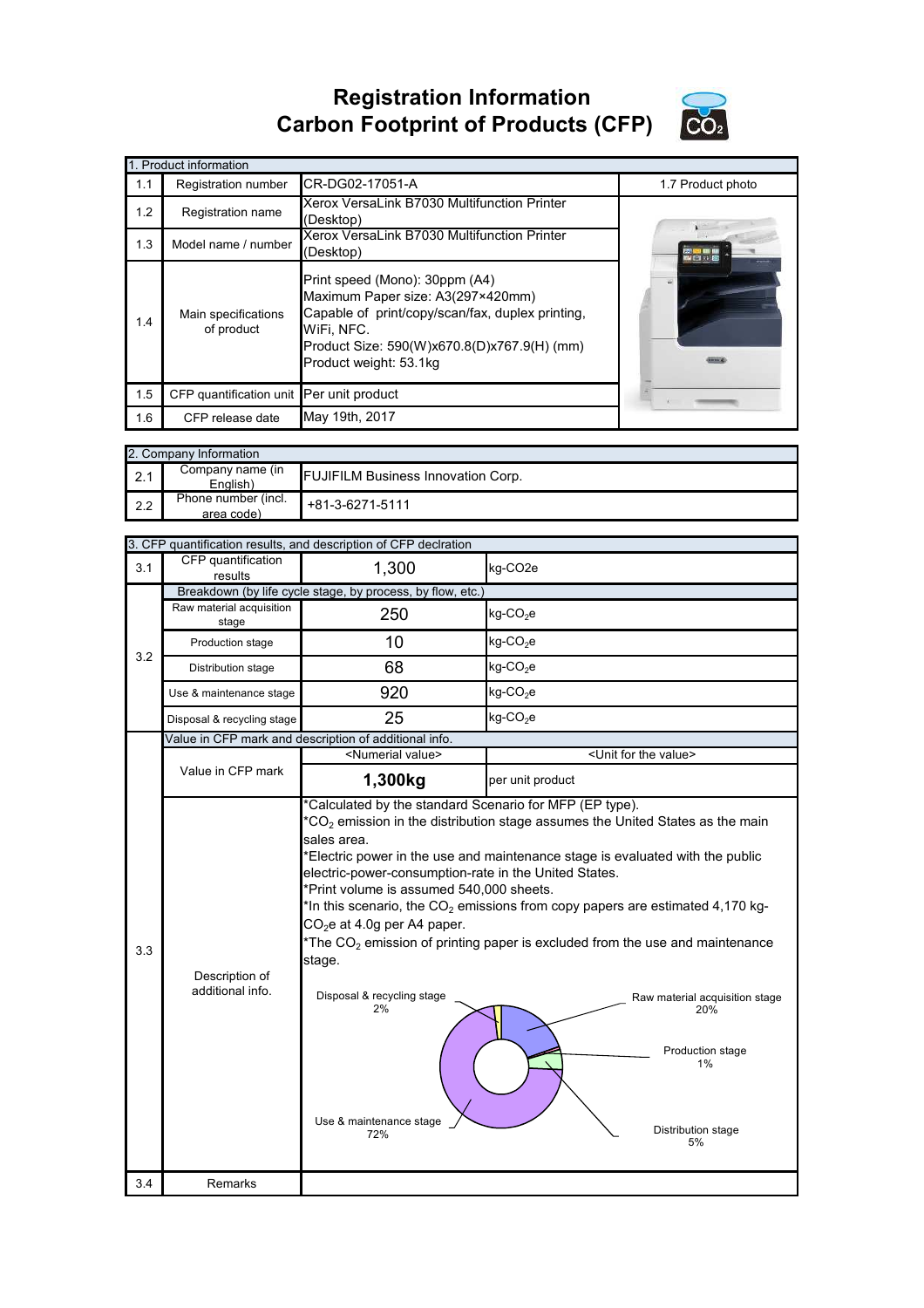# Registration Information
# Carbon Footprint of Products (CFP)

| 1. Product information | | | |
|---|---|---|---|
| 1.1 | Registration number | CR-DG02-17051-A | 1.7 Product photo |
| 1.2 | Registration name | Xerox VersaLink B7030 Multifunction Printer (Desktop) | |
| 1.3 | Model name / number | Xerox VersaLink B7030 Multifunction Printer (Desktop) | |
| 1.4 | Main specifications of product | Print speed (Mono): 30ppm (A4)<br>Maximum Paper size: A3(297×420mm)<br>Capable of print/copy/scan/fax, duplex printing, WiFi, NFC.<br>Product Size: 590(W)x670.8(D)x767.9(H) (mm)<br>Product weight: 53.1kg | |
| 1.5 | CFP quantification unit | Per unit product | |
| 1.6 | CFP release date | May 19th, 2017 | |

| 2. Company Information | | |
|---|---|---|
| 2.1 | Company name (in English) | FUJIFILM Business Innovation Corp. |
| 2.2 | Phone number (incl. area code) | +81-3-6271-5111 |

| 3. CFP quantification results, and description of CFP declration | | | |
|---|---|---|---|
| 3.1 | CFP quantification results | 1,300 | kg-CO2e |
| 3.2 | Breakdown (by life cycle stage, by process, by flow, etc.) | | |
| | Raw material acquisition stage | 250 | kg-$CO_2$e |
| | Production stage | 10 | kg-$CO_2$e |
| | Distribution stage | 68 | kg-$CO_2$e |
| | Use & maintenance stage | 920 | kg-$CO_2$e |
| | Disposal & recycling stage | 25 | kg-$CO_2$e |
| 3.3 | Value in CFP mark and description of additional info. | | |
| | Value in CFP mark | <Numerial value> | <Unit for the value> |
| | | **1,300kg** | per unit product |
| | Description of additional info. | *Calculated by the standard Scenario for MFP (EP type).<br>*$CO_2$ emission in the distribution stage assumes the United States as the main sales area.<br>*Electric power in the use and maintenance stage is evaluated with the public electric-power-consumption-rate in the United States.<br>*Print volume is assumed 540,000 sheets.<br>*In this scenario, the $CO_2$ emissions from copy papers are estimated 4,170 kg-$CO_2$e at 4.0g per A4 paper.<br>*The $CO_2$ emission of printing paper is excluded from the use and maintenance stage.<br><br>Disposal & recycling stage 2%<br>Raw material acquisition stage 20%<br>Production stage 1%<br>Distribution stage 5%<br>Use & maintenance stage 72% | |
| 3.4 | Remarks | | |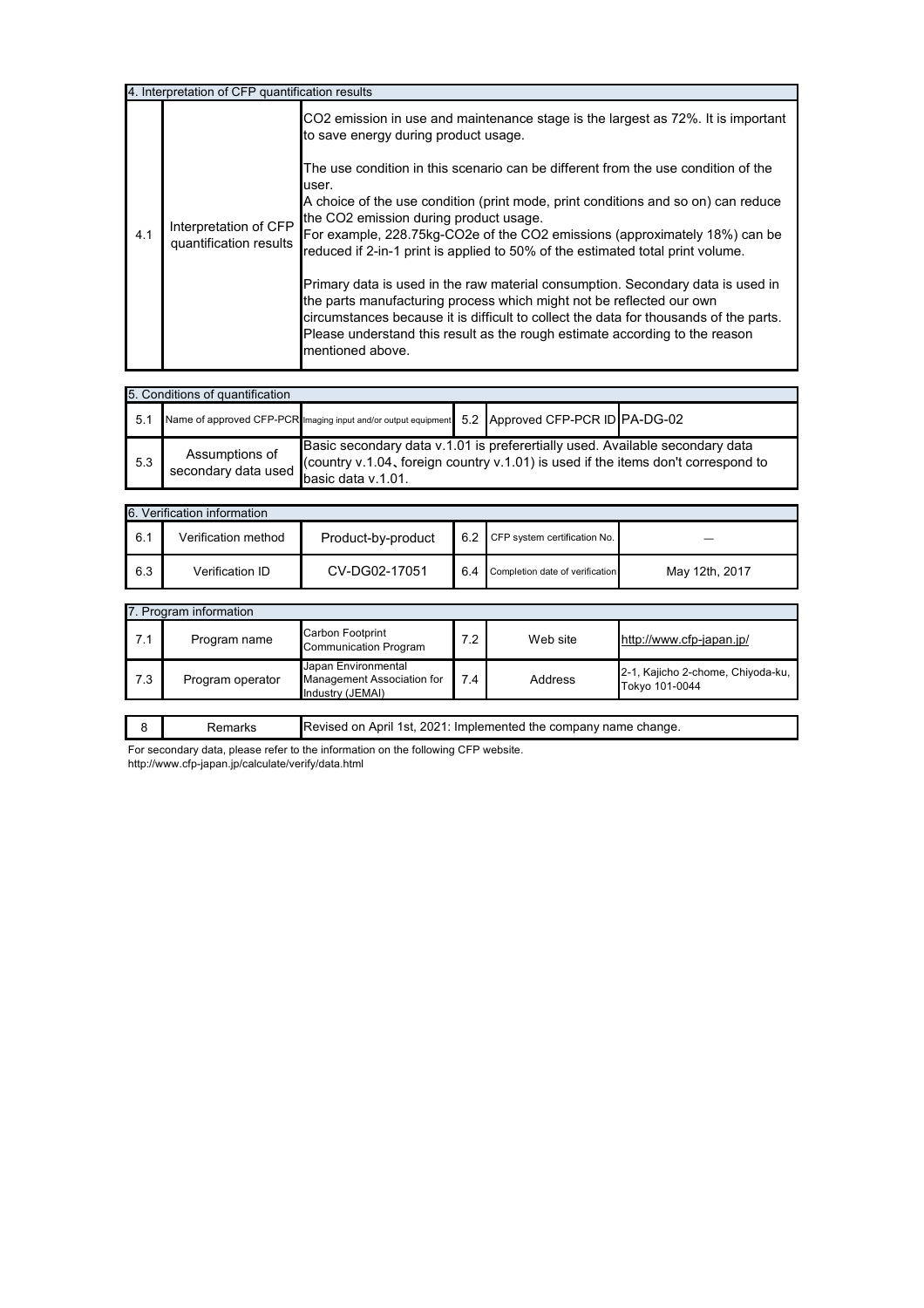| 4. Interpretation of CFP quantification results | | |
|---|---|---|
| 4.1 | Interpretation of CFP quantification results | $CO_2$ emission in use and maintenance stage is the largest as 72%. It is important to save energy during product usage.<br><br>The use condition in this scenario can be different from the use condition of the user.<br>A choice of the use condition (print mode, print conditions and so on) can reduce the $CO_2$ emission during product usage.<br>For example, 228.75kg-$CO_2$e of the $CO_2$ emissions (approximately 18%) can be reduced if 2-in-1 print is applied to 50% of the estimated total print volume.<br><br>Primary data is used in the raw material consumption. Secondary data is used in the parts manufacturing process which might not be reflected our own circumstances because it is difficult to collect the data for thousands of the parts. Please understand this result as the rough estimate according to the reason mentioned above. |

| 5. Conditions of quantification | | | | | |
|---|---|---|---|---|---|
| 5.1 | Name of approved CFP-PCR | Imaging input and/or output equipment | 5.2 | Approved CFP-PCR ID | PA-DG-02 |
| 5.3 | Assumptions of secondary data used | Basic secondary data v.1.01 is preferertially used. Available secondary data (country v.1.04、foreign country v.1.01) is used if the items don't correspond to basic data v.1.01. | | | |

| 6. Verification information | | | | | |
|---|---|---|---|---|---|
| 6.1 | Verification method | Product-by-product | 6.2 | CFP system certification No. | — |
| 6.3 | Verification ID | CV-DG02-17051 | 6.4 | Completion date of verification | May 12th, 2017 |

| 7. Program information | | | | | |
|---|---|---|---|---|---|
| 7.1 | Program name | Carbon Footprint Communication Program | 7.2 | Web site | http://www.cfp-japan.jp/ |
| 7.3 | Program operator | Japan Environmental Management Association for Industry (JEMAI) | 7.4 | Address | 2-1, Kajicho 2-chome, Chiyoda-ku, Tokyo 101-0044 |

| | | |
|---|---|---|
| 8 | Remarks | Revised on April 1st, 2021: Implemented the company name change. |

For secondary data, please refer to the information on the following CFP website.
http://www.cfp-japan.jp/calculate/verify/data.html